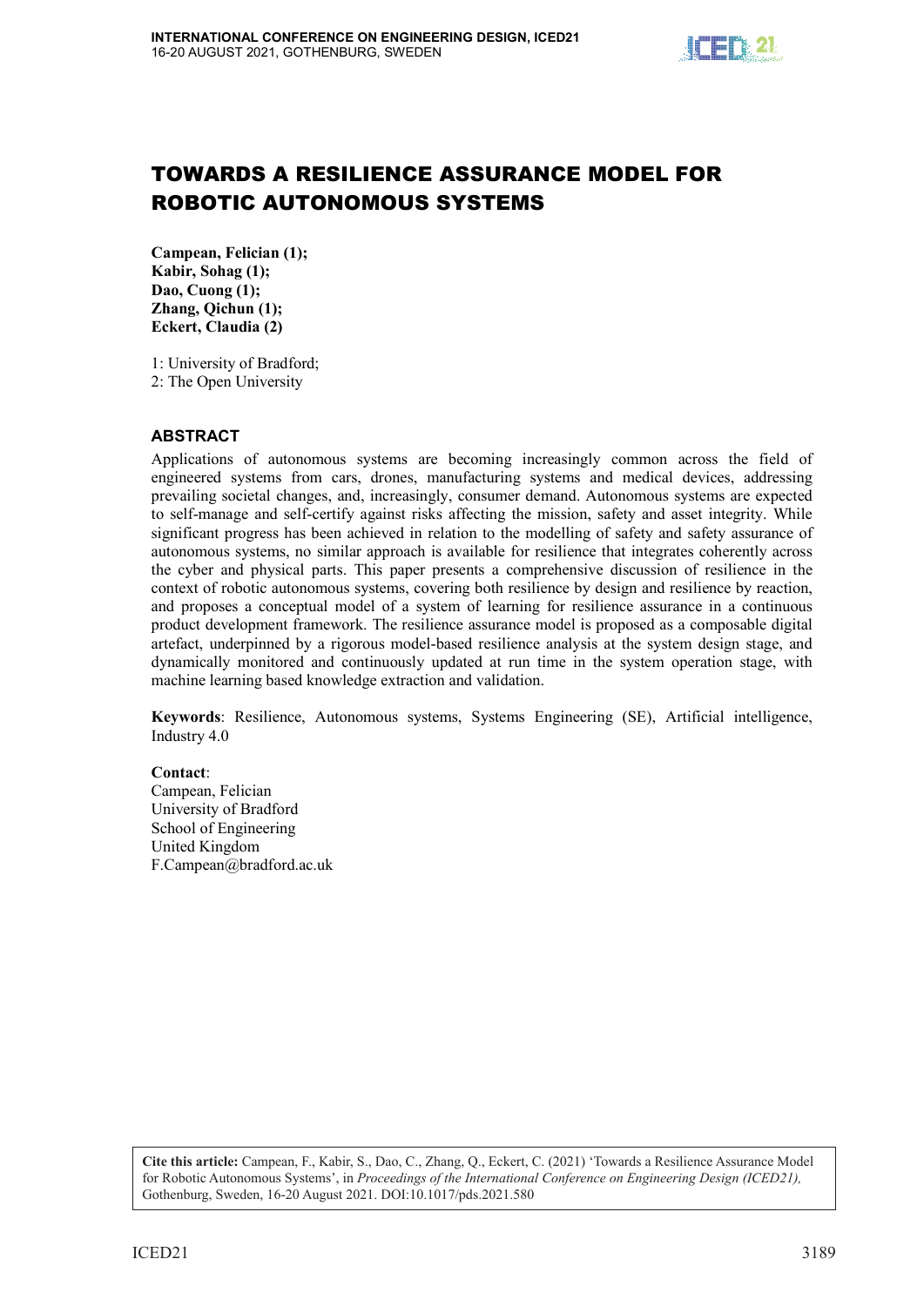# TOWARDS A RESILIENCE ASSURANCE MODEL FOR ROBOTIC AUTONOMOUS SYSTEMS

**Campean, Felician (1);**
**Kabir, Sohag (1);**
**Dao, Cuong (1);**
**Zhang, Qichun (1);**
**Eckert, Claudia (2)**

1: University of Bradford;
2: The Open University

## ABSTRACT

Applications of autonomous systems are becoming increasingly common across the field of engineered systems from cars, drones, manufacturing systems and medical devices, addressing prevailing societal changes, and, increasingly, consumer demand. Autonomous systems are expected to self-manage and self-certify against risks affecting the mission, safety and asset integrity. While significant progress has been achieved in relation to the modelling of safety and safety assurance of autonomous systems, no similar approach is available for resilience that integrates coherently across the cyber and physical parts. This paper presents a comprehensive discussion of resilience in the context of robotic autonomous systems, covering both resilience by design and resilience by reaction, and proposes a conceptual model of a system of learning for resilience assurance in a continuous product development framework. The resilience assurance model is proposed as a composable digital artefact, underpinned by a rigorous model-based resilience analysis at the system design stage, and dynamically monitored and continuously updated at run time in the system operation stage, with machine learning based knowledge extraction and validation.

**Keywords**: Resilience, Autonomous systems, Systems Engineering (SE), Artificial intelligence, Industry 4.0

**Contact**:
Campean, Felician
University of Bradford
School of Engineering
United Kingdom
F.Campean@bradford.ac.uk

**Cite this article:** Campean, F., Kabir, S., Dao, C., Zhang, Q., Eckert, C. (2021) 'Towards a Resilience Assurance Model for Robotic Autonomous Systems', in *Proceedings of the International Conference on Engineering Design (ICED21),* Gothenburg, Sweden, 16-20 August 2021. DOI:10.1017/pds.2021.580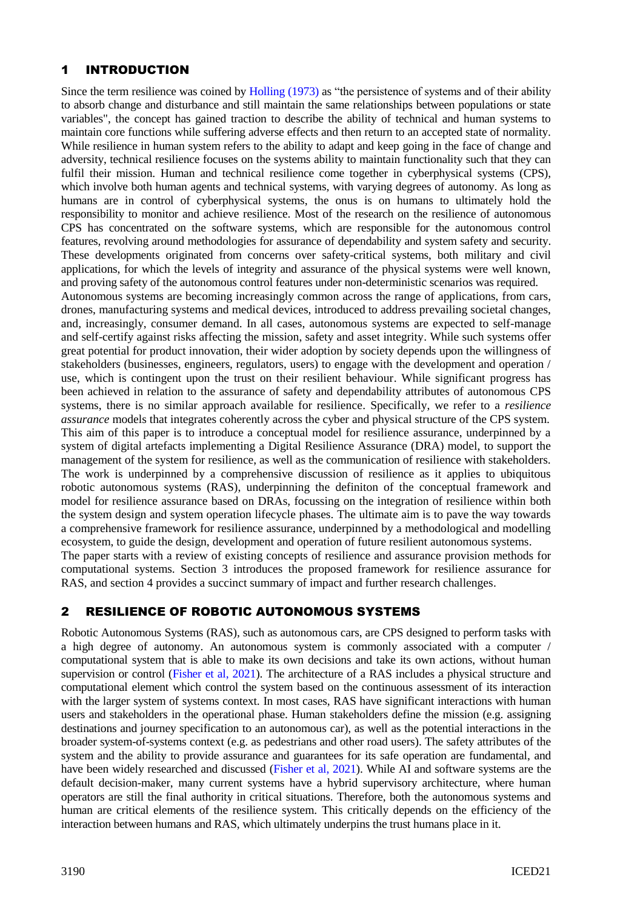## 1 INTRODUCTION

Since the term resilience was coined by Holling (1973) as "the persistence of systems and of their ability to absorb change and disturbance and still maintain the same relationships between populations or state variables", the concept has gained traction to describe the ability of technical and human systems to maintain core functions while suffering adverse effects and then return to an accepted state of normality. While resilience in human system refers to the ability to adapt and keep going in the face of change and adversity, technical resilience focuses on the systems ability to maintain functionality such that they can fulfil their mission. Human and technical resilience come together in cyberphysical systems (CPS), which involve both human agents and technical systems, with varying degrees of autonomy. As long as humans are in control of cyberphysical systems, the onus is on humans to ultimately hold the responsibility to monitor and achieve resilience. Most of the research on the resilience of autonomous CPS has concentrated on the software systems, which are responsible for the autonomous control features, revolving around methodologies for assurance of dependability and system safety and security. These developments originated from concerns over safety-critical systems, both military and civil applications, for which the levels of integrity and assurance of the physical systems were well known, and proving safety of the autonomous control features under non-deterministic scenarios was required.

Autonomous systems are becoming increasingly common across the range of applications, from cars, drones, manufacturing systems and medical devices, introduced to address prevailing societal changes, and, increasingly, consumer demand. In all cases, autonomous systems are expected to self-manage and self-certify against risks affecting the mission, safety and asset integrity. While such systems offer great potential for product innovation, their wider adoption by society depends upon the willingness of stakeholders (businesses, engineers, regulators, users) to engage with the development and operation / use, which is contingent upon the trust on their resilient behaviour. While significant progress has been achieved in relation to the assurance of safety and dependability attributes of autonomous CPS systems, there is no similar approach available for resilience. Specifically, we refer to a *resilience assurance* models that integrates coherently across the cyber and physical structure of the CPS system.

This aim of this paper is to introduce a conceptual model for resilience assurance, underpinned by a system of digital artefacts implementing a Digital Resilience Assurance (DRA) model, to support the management of the system for resilience, as well as the communication of resilience with stakeholders. The work is underpinned by a comprehensive discussion of resilience as it applies to ubiquitous robotic autonomous systems (RAS), underpinning the definiton of the conceptual framework and model for resilience assurance based on DRAs, focussing on the integration of resilience within both the system design and system operation lifecycle phases. The ultimate aim is to pave the way towards a comprehensive framework for resilience assurance, underpinned by a methodological and modelling ecosystem, to guide the design, development and operation of future resilient autonomous systems.

The paper starts with a review of existing concepts of resilience and assurance provision methods for computational systems. Section 3 introduces the proposed framework for resilience assurance for RAS, and section 4 provides a succinct summary of impact and further research challenges.

## 2 RESILIENCE OF ROBOTIC AUTONOMOUS SYSTEMS

Robotic Autonomous Systems (RAS), such as autonomous cars, are CPS designed to perform tasks with a high degree of autonomy. An autonomous system is commonly associated with a computer / computational system that is able to make its own decisions and take its own actions, without human supervision or control (Fisher et al, 2021). The architecture of a RAS includes a physical structure and computational element which control the system based on the continuous assessment of its interaction with the larger system of systems context. In most cases, RAS have significant interactions with human users and stakeholders in the operational phase. Human stakeholders define the mission (e.g. assigning destinations and journey specification to an autonomous car), as well as the potential interactions in the broader system-of-systems context (e.g. as pedestrians and other road users). The safety attributes of the system and the ability to provide assurance and guarantees for its safe operation are fundamental, and have been widely researched and discussed (Fisher et al, 2021). While AI and software systems are the default decision-maker, many current systems have a hybrid supervisory architecture, where human operators are still the final authority in critical situations. Therefore, both the autonomous systems and human are critical elements of the resilience system. This critically depends on the efficiency of the interaction between humans and RAS, which ultimately underpins the trust humans place in it.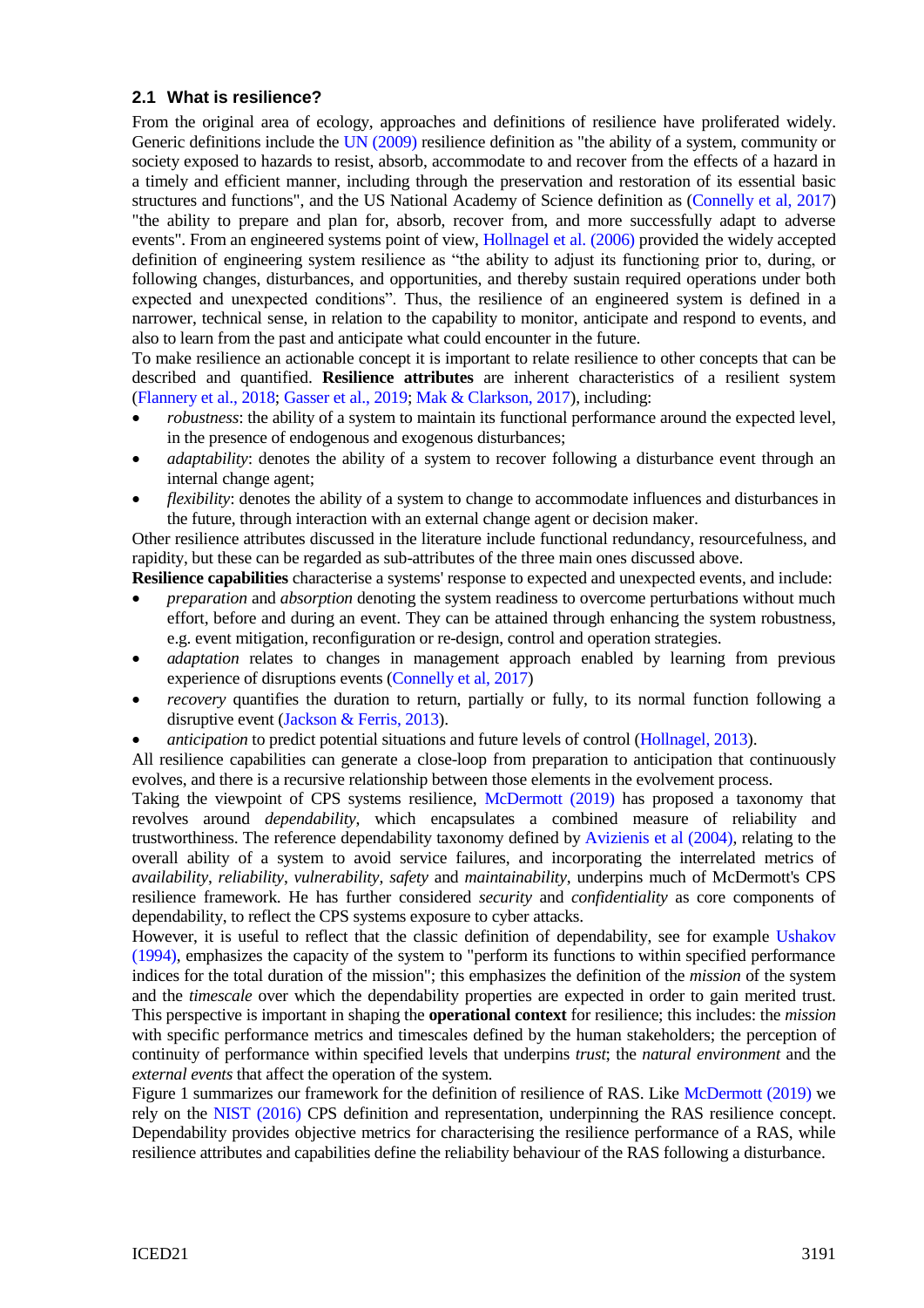### 2.1 What is resilience?

From the original area of ecology, approaches and definitions of resilience have proliferated widely. Generic definitions include the UN (2009) resilience definition as "the ability of a system, community or society exposed to hazards to resist, absorb, accommodate to and recover from the effects of a hazard in a timely and efficient manner, including through the preservation and restoration of its essential basic structures and functions", and the US National Academy of Science definition as (Connelly et al, 2017) "the ability to prepare and plan for, absorb, recover from, and more successfully adapt to adverse events". From an engineered systems point of view, Hollnagel et al. (2006) provided the widely accepted definition of engineering system resilience as "the ability to adjust its functioning prior to, during, or following changes, disturbances, and opportunities, and thereby sustain required operations under both expected and unexpected conditions". Thus, the resilience of an engineered system is defined in a narrower, technical sense, in relation to the capability to monitor, anticipate and respond to events, and also to learn from the past and anticipate what could encounter in the future.

To make resilience an actionable concept it is important to relate resilience to other concepts that can be described and quantified. **Resilience attributes** are inherent characteristics of a resilient system (Flannery et al., 2018; Gasser et al., 2019; Mak & Clarkson, 2017), including:

- *robustness*: the ability of a system to maintain its functional performance around the expected level, in the presence of endogenous and exogenous disturbances;
- *adaptability*: denotes the ability of a system to recover following a disturbance event through an internal change agent;
- *flexibility*: denotes the ability of a system to change to accommodate influences and disturbances in the future, through interaction with an external change agent or decision maker.

Other resilience attributes discussed in the literature include functional redundancy, resourcefulness, and rapidity, but these can be regarded as sub-attributes of the three main ones discussed above.

**Resilience capabilities** characterise a systems' response to expected and unexpected events, and include:

- *preparation* and *absorption* denoting the system readiness to overcome perturbations without much effort, before and during an event. They can be attained through enhancing the system robustness, e.g. event mitigation, reconfiguration or re-design, control and operation strategies.
- *adaptation* relates to changes in management approach enabled by learning from previous experience of disruptions events (Connelly et al, 2017)
- *recovery* quantifies the duration to return, partially or fully, to its normal function following a disruptive event (Jackson & Ferris, 2013).
- *anticipation* to predict potential situations and future levels of control (Hollnagel, 2013).

All resilience capabilities can generate a close-loop from preparation to anticipation that continuously evolves, and there is a recursive relationship between those elements in the evolvement process.

Taking the viewpoint of CPS systems resilience, McDermott (2019) has proposed a taxonomy that revolves around *dependability*, which encapsulates a combined measure of reliability and trustworthiness. The reference dependability taxonomy defined by Avizienis et al (2004), relating to the overall ability of a system to avoid service failures, and incorporating the interrelated metrics of *availability*, *reliability*, *vulnerability*, *safety* and *maintainability*, underpins much of McDermott's CPS resilience framework. He has further considered *security* and *confidentiality* as core components of dependability, to reflect the CPS systems exposure to cyber attacks.

However, it is useful to reflect that the classic definition of dependability, see for example Ushakov (1994), emphasizes the capacity of the system to "perform its functions to within specified performance indices for the total duration of the mission"; this emphasizes the definition of the *mission* of the system and the *timescale* over which the dependability properties are expected in order to gain merited trust. This perspective is important in shaping the **operational context** for resilience; this includes: the *mission* with specific performance metrics and timescales defined by the human stakeholders; the perception of continuity of performance within specified levels that underpins *trust*; the *natural environment* and the *external events* that affect the operation of the system.

Figure 1 summarizes our framework for the definition of resilience of RAS. Like McDermott (2019) we rely on the NIST (2016) CPS definition and representation, underpinning the RAS resilience concept. Dependability provides objective metrics for characterising the resilience performance of a RAS, while resilience attributes and capabilities define the reliability behaviour of the RAS following a disturbance.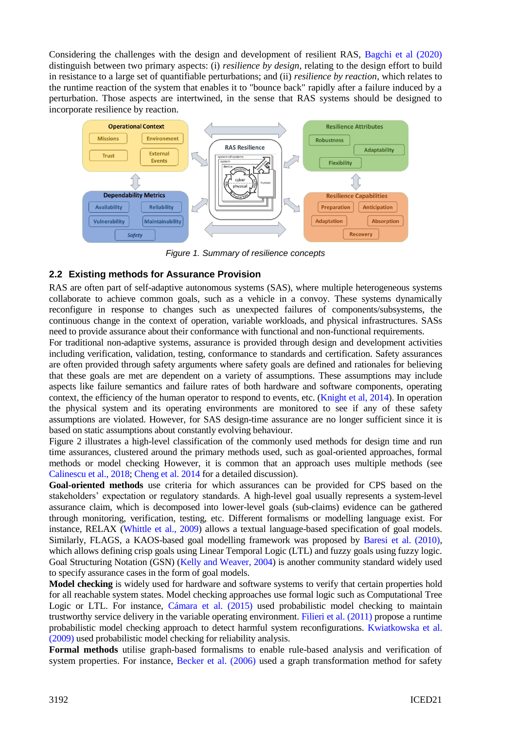Considering the challenges with the design and development of resilient RAS, Bagchi et al (2020) distinguish between two primary aspects: (i) *resilience by design*, relating to the design effort to build in resistance to a large set of quantifiable perturbations; and (ii) *resilience by reaction*, which relates to the runtime reaction of the system that enables it to "bounce back" rapidly after a failure induced by a perturbation. Those aspects are intertwined, in the sense that RAS systems should be designed to incorporate resilience by reaction.

*Figure 1. Summary of resilience concepts*

## 2.2 Existing methods for Assurance Provision

RAS are often part of self-adaptive autonomous systems (SAS), where multiple heterogeneous systems collaborate to achieve common goals, such as a vehicle in a convoy. These systems dynamically reconfigure in response to changes such as unexpected failures of components/subsystems, the continuous change in the context of operation, variable workloads, and physical infrastructures. SASs need to provide assurance about their conformance with functional and non-functional requirements.

For traditional non-adaptive systems, assurance is provided through design and development activities including verification, validation, testing, conformance to standards and certification. Safety assurances are often provided through safety arguments where safety goals are defined and rationales for believing that these goals are met are dependent on a variety of assumptions. These assumptions may include aspects like failure semantics and failure rates of both hardware and software components, operating context, the efficiency of the human operator to respond to events, etc. (Knight et al, 2014). In operation the physical system and its operating environments are monitored to see if any of these safety assumptions are violated. However, for SAS design-time assurance are no longer sufficient since it is based on static assumptions about constantly evolving behaviour.

Figure 2 illustrates a high-level classification of the commonly used methods for design time and run time assurances, clustered around the primary methods used, such as goal-oriented approaches, formal methods or model checking However, it is common that an approach uses multiple methods (see Calinescu et al., 2018; Cheng et al. 2014 for a detailed discussion).

**Goal-oriented methods** use criteria for which assurances can be provided for CPS based on the stakeholders' expectation or regulatory standards. A high-level goal usually represents a system-level assurance claim, which is decomposed into lower-level goals (sub-claims) evidence can be gathered through monitoring, verification, testing, etc. Different formalisms or modelling language exist. For instance, RELAX (Whittle et al., 2009) allows a textual language-based specification of goal models. Similarly, FLAGS, a KAOS-based goal modelling framework was proposed by Baresi et al. (2010), which allows defining crisp goals using Linear Temporal Logic (LTL) and fuzzy goals using fuzzy logic. Goal Structuring Notation (GSN) (Kelly and Weaver, 2004) is another community standard widely used to specify assurance cases in the form of goal models.

**Model checking** is widely used for hardware and software systems to verify that certain properties hold for all reachable system states. Model checking approaches use formal logic such as Computational Tree Logic or LTL. For instance, Cámara et al. (2015) used probabilistic model checking to maintain trustworthy service delivery in the variable operating environment. Filieri et al. (2011) propose a runtime probabilistic model checking approach to detect harmful system reconfigurations. Kwiatkowska et al. (2009) used probabilistic model checking for reliability analysis.

**Formal methods** utilise graph-based formalisms to enable rule-based analysis and verification of system properties. For instance, Becker et al. (2006) used a graph transformation method for safety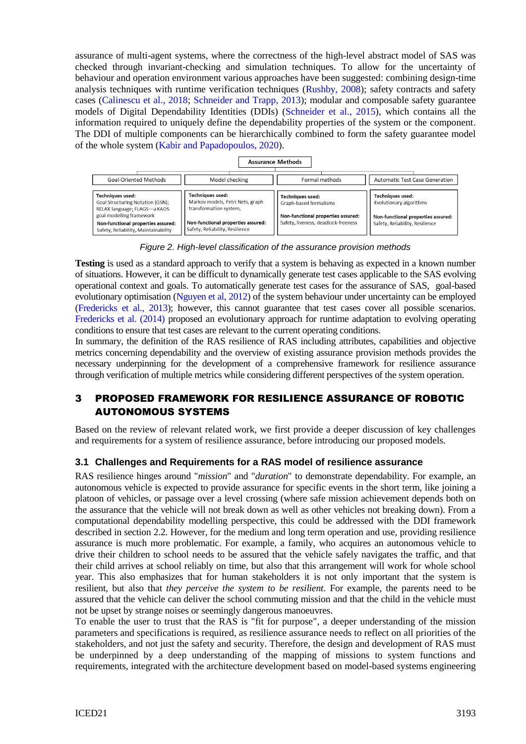assurance of multi-agent systems, where the correctness of the high-level abstract model of SAS was checked through invariant-checking and simulation techniques. To allow for the uncertainty of behaviour and operation environment various approaches have been suggested: combining design-time analysis techniques with runtime verification techniques (Rushby, 2008); safety contracts and safety cases (Calinescu et al., 2018; Schneider and Trapp, 2013); modular and composable safety guarantee models of Digital Dependability Identities (DDIs) (Schneider et al., 2015), which contains all the information required to uniquely define the dependability properties of the system or the component. The DDI of multiple components can be hierarchically combined to form the safety guarantee model of the whole system (Kabir and Papadopoulos, 2020).

**Assurance Methods**

| Goal-Oriented Methods | Model checking | Formal methods | Automatic Test Case Generation |
|---|---|---|---|
| **Techniques used:** Goal Structuring Notation (GSN); RELAX language; FLAGS—a KAOS goal modelling framework | **Techniques used:** Markov models, Petri Nets, graph transformation system, | **Techniques used:** Graph-based formalisms | **Techniques used:** Evolutionary algorithms |
| **Non-functional properties assured:** Safety, Reliability, Maintainability | **Non-functional properties assured:** Safety, Reliability, Resilience | **Non-functional properties assured:** Safety, liveness, deadlock-freeness | **Non-functional properties assured:** Safety, Reliability, Resilience |

*Figure 2. High-level classification of the assurance provision methods*

**Testing** is used as a standard approach to verify that a system is behaving as expected in a known number of situations. However, it can be difficult to dynamically generate test cases applicable to the SAS evolving operational context and goals. To automatically generate test cases for the assurance of SAS, goal-based evolutionary optimisation (Nguyen et al, 2012) of the system behaviour under uncertainty can be employed (Fredericks et al., 2013); however, this cannot guarantee that test cases cover all possible scenarios. Fredericks et al. (2014) proposed an evolutionary approach for runtime adaptation to evolving operating conditions to ensure that test cases are relevant to the current operating conditions.

In summary, the definition of the RAS resilience of RAS including attributes, capabilities and objective metrics concerning dependability and the overview of existing assurance provision methods provides the necessary underpinning for the development of a comprehensive framework for resilience assurance through verification of multiple metrics while considering different perspectives of the system operation.

# 3 PROPOSED FRAMEWORK FOR RESILIENCE ASSURANCE OF ROBOTIC AUTONOMOUS SYSTEMS

Based on the review of relevant related work, we first provide a deeper discussion of key challenges and requirements for a system of resilience assurance, before introducing our proposed models.

## 3.1 Challenges and Requirements for a RAS model of resilience assurance

RAS resilience hinges around "*mission*" and "*duration*" to demonstrate dependability. For example, an autonomous vehicle is expected to provide assurance for specific events in the short term, like joining a platoon of vehicles, or passage over a level crossing (where safe mission achievement depends both on the assurance that the vehicle will not break down as well as other vehicles not breaking down). From a computational dependability modelling perspective, this could be addressed with the DDI framework described in section 2.2. However, for the medium and long term operation and use, providing resilience assurance is much more problematic. For example, a family, who acquires an autonomous vehicle to drive their children to school needs to be assured that the vehicle safely navigates the traffic, and that their child arrives at school reliably on time, but also that this arrangement will work for whole school year. This also emphasizes that for human stakeholders it is not only important that the system is resilient, but also that *they perceive the system to be resilient*. For example, the parents need to be assured that the vehicle can deliver the school commuting mission and that the child in the vehicle must not be upset by strange noises or seemingly dangerous manoeuvres.

To enable the user to trust that the RAS is "fit for purpose", a deeper understanding of the mission parameters and specifications is required, as resilience assurance needs to reflect on all priorities of the stakeholders, and not just the safety and security. Therefore, the design and development of RAS must be underpinned by a deep understanding of the mapping of missions to system functions and requirements, integrated with the architecture development based on model-based systems engineering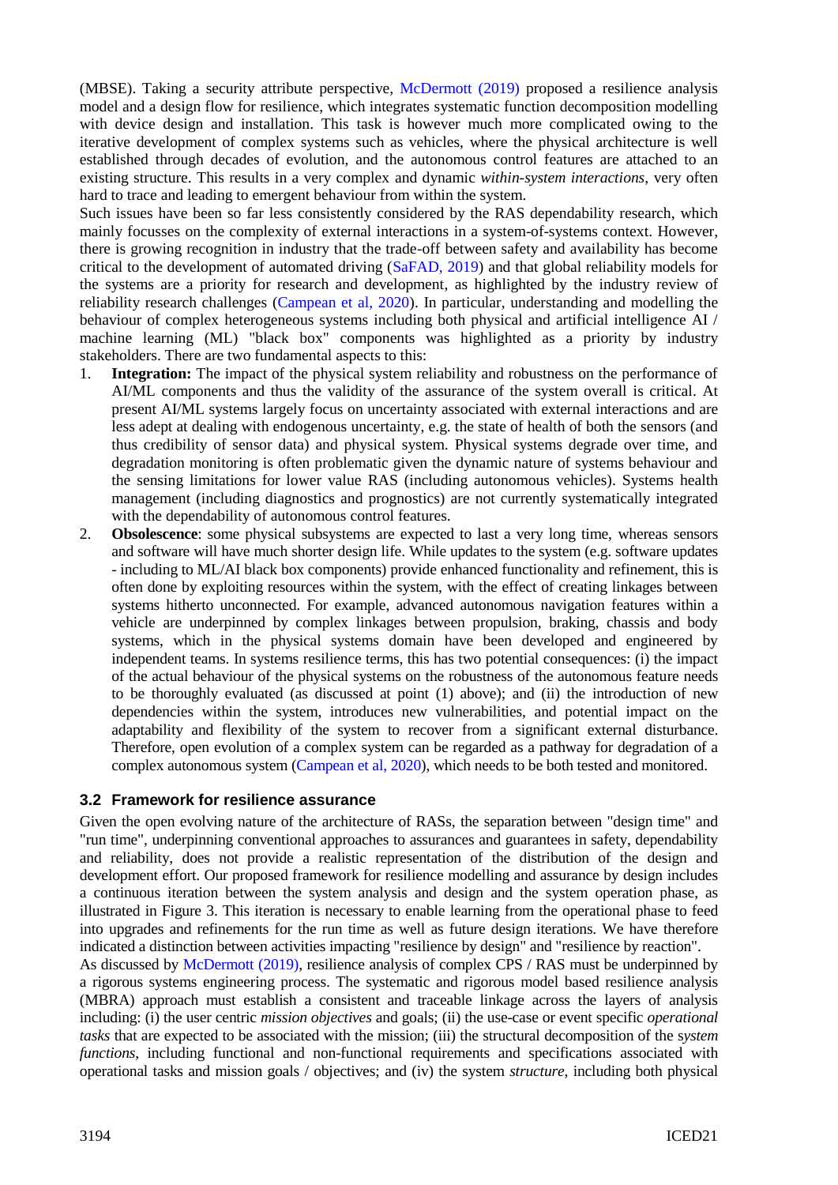(MBSE). Taking a security attribute perspective, McDermott (2019) proposed a resilience analysis model and a design flow for resilience, which integrates systematic function decomposition modelling with device design and installation. This task is however much more complicated owing to the iterative development of complex systems such as vehicles, where the physical architecture is well established through decades of evolution, and the autonomous control features are attached to an existing structure. This results in a very complex and dynamic *within-system interactions*, very often hard to trace and leading to emergent behaviour from within the system.

Such issues have been so far less consistently considered by the RAS dependability research, which mainly focusses on the complexity of external interactions in a system-of-systems context. However, there is growing recognition in industry that the trade-off between safety and availability has become critical to the development of automated driving (SaFAD, 2019) and that global reliability models for the systems are a priority for research and development, as highlighted by the industry review of reliability research challenges (Campean et al, 2020). In particular, understanding and modelling the behaviour of complex heterogeneous systems including both physical and artificial intelligence AI / machine learning (ML) "black box" components was highlighted as a priority by industry stakeholders. There are two fundamental aspects to this:

1. **Integration:** The impact of the physical system reliability and robustness on the performance of AI/ML components and thus the validity of the assurance of the system overall is critical. At present AI/ML systems largely focus on uncertainty associated with external interactions and are less adept at dealing with endogenous uncertainty, e.g. the state of health of both the sensors (and thus credibility of sensor data) and physical system. Physical systems degrade over time, and degradation monitoring is often problematic given the dynamic nature of systems behaviour and the sensing limitations for lower value RAS (including autonomous vehicles). Systems health management (including diagnostics and prognostics) are not currently systematically integrated with the dependability of autonomous control features.
2. **Obsolescence**: some physical subsystems are expected to last a very long time, whereas sensors and software will have much shorter design life. While updates to the system (e.g. software updates - including to ML/AI black box components) provide enhanced functionality and refinement, this is often done by exploiting resources within the system, with the effect of creating linkages between systems hitherto unconnected. For example, advanced autonomous navigation features within a vehicle are underpinned by complex linkages between propulsion, braking, chassis and body systems, which in the physical systems domain have been developed and engineered by independent teams. In systems resilience terms, this has two potential consequences: (i) the impact of the actual behaviour of the physical systems on the robustness of the autonomous feature needs to be thoroughly evaluated (as discussed at point (1) above); and (ii) the introduction of new dependencies within the system, introduces new vulnerabilities, and potential impact on the adaptability and flexibility of the system to recover from a significant external disturbance. Therefore, open evolution of a complex system can be regarded as a pathway for degradation of a complex autonomous system (Campean et al, 2020), which needs to be both tested and monitored.

### 3.2 Framework for resilience assurance

Given the open evolving nature of the architecture of RASs, the separation between "design time" and "run time", underpinning conventional approaches to assurances and guarantees in safety, dependability and reliability, does not provide a realistic representation of the distribution of the design and development effort. Our proposed framework for resilience modelling and assurance by design includes a continuous iteration between the system analysis and design and the system operation phase, as illustrated in Figure 3. This iteration is necessary to enable learning from the operational phase to feed into upgrades and refinements for the run time as well as future design iterations. We have therefore indicated a distinction between activities impacting "resilience by design" and "resilience by reaction".

As discussed by McDermott (2019), resilience analysis of complex CPS / RAS must be underpinned by a rigorous systems engineering process. The systematic and rigorous model based resilience analysis (MBRA) approach must establish a consistent and traceable linkage across the layers of analysis including: (i) the user centric *mission objectives* and goals; (ii) the use-case or event specific *operational tasks* that are expected to be associated with the mission; (iii) the structural decomposition of the *system functions*, including functional and non-functional requirements and specifications associated with operational tasks and mission goals / objectives; and (iv) the system *structure*, including both physical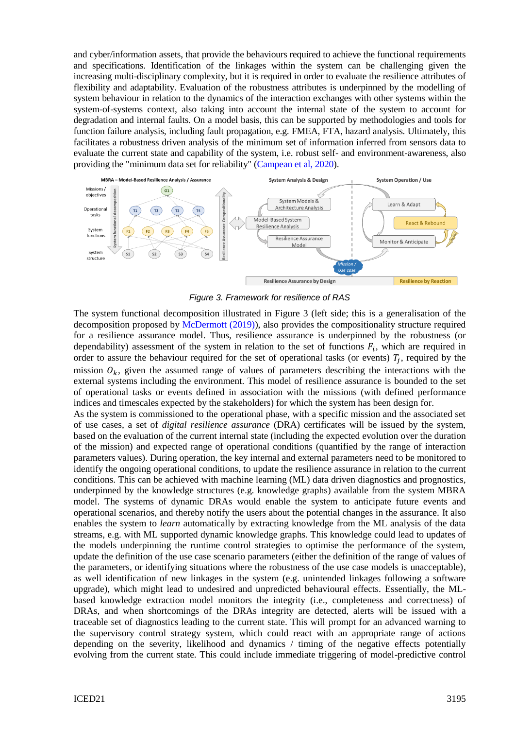and cyber/information assets, that provide the behaviours required to achieve the functional requirements and specifications. Identification of the linkages within the system can be challenging given the increasing multi-disciplinary complexity, but it is required in order to evaluate the resilience attributes of flexibility and adaptability. Evaluation of the robustness attributes is underpinned by the modelling of system behaviour in relation to the dynamics of the interaction exchanges with other systems within the system-of-systems context, also taking into account the internal state of the system to account for degradation and internal faults. On a model basis, this can be supported by methodologies and tools for function failure analysis, including fault propagation, e.g. FMEA, FTA, hazard analysis. Ultimately, this facilitates a robustness driven analysis of the minimum set of information inferred from sensors data to evaluate the current state and capability of the system, i.e. robust self- and environment-awareness, also providing the "minimum data set for reliability" (Campean et al, 2020).

*Figure 3. Framework for resilience of RAS*

The system functional decomposition illustrated in Figure 3 (left side; this is a generalisation of the decomposition proposed by McDermott (2019)), also provides the compositionality structure required for a resilience assurance model. Thus, resilience assurance is underpinned by the robustness (or dependability) assessment of the system in relation to the set of functions $F_i$, which are required in order to assure the behaviour required for the set of operational tasks (or events) $T_j$, required by the mission $O_k$, given the assumed range of values of parameters describing the interactions with the external systems including the environment. This model of resilience assurance is bounded to the set of operational tasks or events defined in association with the missions (with defined performance indices and timescales expected by the stakeholders) for which the system has been design for.

As the system is commissioned to the operational phase, with a specific mission and the associated set of use cases, a set of *digital resilience assurance* (DRA) certificates will be issued by the system, based on the evaluation of the current internal state (including the expected evolution over the duration of the mission) and expected range of operational conditions (quantified by the range of interaction parameters values). During operation, the key internal and external parameters need to be monitored to identify the ongoing operational conditions, to update the resilience assurance in relation to the current conditions. This can be achieved with machine learning (ML) data driven diagnostics and prognostics, underpinned by the knowledge structures (e.g. knowledge graphs) available from the system MBRA model. The systems of dynamic DRAs would enable the system to anticipate future events and operational scenarios, and thereby notify the users about the potential changes in the assurance. It also enables the system to *learn* automatically by extracting knowledge from the ML analysis of the data streams, e.g. with ML supported dynamic knowledge graphs. This knowledge could lead to updates of the models underpinning the runtime control strategies to optimise the performance of the system, update the definition of the use case scenario parameters (either the definition of the range of values of the parameters, or identifying situations where the robustness of the use case models is unacceptable), as well identification of new linkages in the system (e.g. unintended linkages following a software upgrade), which might lead to undesired and unpredicted behavioural effects. Essentially, the ML-based knowledge extraction model monitors the integrity (i.e., completeness and correctness) of DRAs, and when shortcomings of the DRAs integrity are detected, alerts will be issued with a traceable set of diagnostics leading to the current state. This will prompt for an advanced warning to the supervisory control strategy system, which could react with an appropriate range of actions depending on the severity, likelihood and dynamics / timing of the negative effects potentially evolving from the current state. This could include immediate triggering of model-predictive control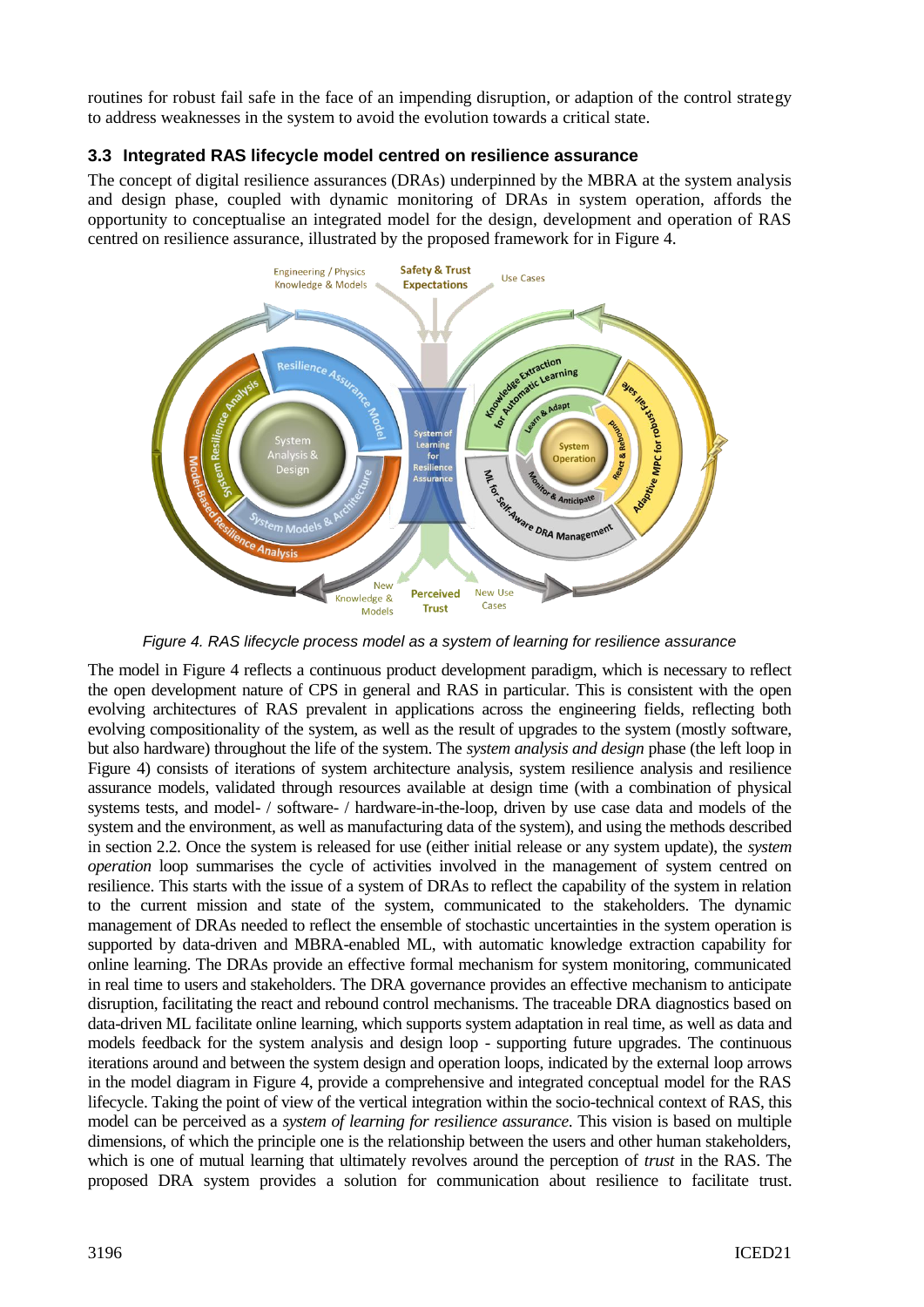routines for robust fail safe in the face of an impending disruption, or adaption of the control strategy to address weaknesses in the system to avoid the evolution towards a critical state.

### 3.3 Integrated RAS lifecycle model centred on resilience assurance

The concept of digital resilience assurances (DRAs) underpinned by the MBRA at the system analysis and design phase, coupled with dynamic monitoring of DRAs in system operation, affords the opportunity to conceptualise an integrated model for the design, development and operation of RAS centred on resilience assurance, illustrated by the proposed framework for in Figure 4.

Figure 4. RAS lifecycle process model as a system of learning for resilience assurance

The model in Figure 4 reflects a continuous product development paradigm, which is necessary to reflect the open development nature of CPS in general and RAS in particular. This is consistent with the open evolving architectures of RAS prevalent in applications across the engineering fields, reflecting both evolving compositionality of the system, as well as the result of upgrades to the system (mostly software, but also hardware) throughout the life of the system. The *system analysis and design* phase (the left loop in Figure 4) consists of iterations of system architecture analysis, system resilience analysis and resilience assurance models, validated through resources available at design time (with a combination of physical systems tests, and model- / software- / hardware-in-the-loop, driven by use case data and models of the system and the environment, as well as manufacturing data of the system), and using the methods described in section 2.2. Once the system is released for use (either initial release or any system update), the *system operation* loop summarises the cycle of activities involved in the management of system centred on resilience. This starts with the issue of a system of DRAs to reflect the capability of the system in relation to the current mission and state of the system, communicated to the stakeholders. The dynamic management of DRAs needed to reflect the ensemble of stochastic uncertainties in the system operation is supported by data-driven and MBRA-enabled ML, with automatic knowledge extraction capability for online learning. The DRAs provide an effective formal mechanism for system monitoring, communicated in real time to users and stakeholders. The DRA governance provides an effective mechanism to anticipate disruption, facilitating the react and rebound control mechanisms. The traceable DRA diagnostics based on data-driven ML facilitate online learning, which supports system adaptation in real time, as well as data and models feedback for the system analysis and design loop - supporting future upgrades. The continuous iterations around and between the system design and operation loops, indicated by the external loop arrows in the model diagram in Figure 4, provide a comprehensive and integrated conceptual model for the RAS lifecycle. Taking the point of view of the vertical integration within the socio-technical context of RAS, this model can be perceived as a *system of learning for resilience assurance*. This vision is based on multiple dimensions, of which the principle one is the relationship between the users and other human stakeholders, which is one of mutual learning that ultimately revolves around the perception of *trust* in the RAS. The proposed DRA system provides a solution for communication about resilience to facilitate trust.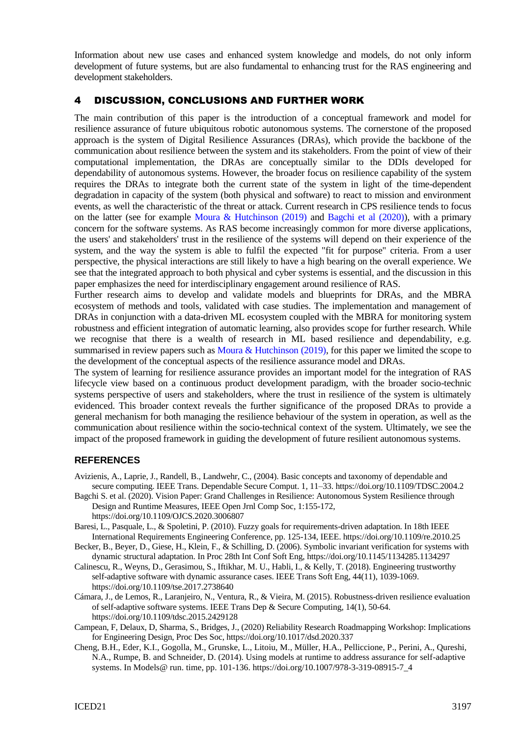Information about new use cases and enhanced system knowledge and models, do not only inform development of future systems, but are also fundamental to enhancing trust for the RAS engineering and development stakeholders.

## 4 DISCUSSION, CONCLUSIONS AND FURTHER WORK

The main contribution of this paper is the introduction of a conceptual framework and model for resilience assurance of future ubiquitous robotic autonomous systems. The cornerstone of the proposed approach is the system of Digital Resilience Assurances (DRAs), which provide the backbone of the communication about resilience between the system and its stakeholders. From the point of view of their computational implementation, the DRAs are conceptually similar to the DDIs developed for dependability of autonomous systems. However, the broader focus on resilience capability of the system requires the DRAs to integrate both the current state of the system in light of the time-dependent degradation in capacity of the system (both physical and software) to react to mission and environment events, as well the characteristic of the threat or attack. Current research in CPS resilience tends to focus on the latter (see for example Moura & Hutchinson (2019) and Bagchi et al (2020)), with a primary concern for the software systems. As RAS become increasingly common for more diverse applications, the users' and stakeholders' trust in the resilience of the systems will depend on their experience of the system, and the way the system is able to fulfil the expected "fit for purpose" criteria. From a user perspective, the physical interactions are still likely to have a high bearing on the overall experience. We see that the integrated approach to both physical and cyber systems is essential, and the discussion in this paper emphasizes the need for interdisciplinary engagement around resilience of RAS.

Further research aims to develop and validate models and blueprints for DRAs, and the MBRA ecosystem of methods and tools, validated with case studies. The implementation and management of DRAs in conjunction with a data-driven ML ecosystem coupled with the MBRA for monitoring system robustness and efficient integration of automatic learning, also provides scope for further research. While we recognise that there is a wealth of research in ML based resilience and dependability, e.g. summarised in review papers such as Moura & Hutchinson (2019), for this paper we limited the scope to the development of the conceptual aspects of the resilience assurance model and DRAs.

The system of learning for resilience assurance provides an important model for the integration of RAS lifecycle view based on a continuous product development paradigm, with the broader socio-technic systems perspective of users and stakeholders, where the trust in resilience of the system is ultimately evidenced. This broader context reveals the further significance of the proposed DRAs to provide a general mechanism for both managing the resilience behaviour of the system in operation, as well as the communication about resilience within the socio-technical context of the system. Ultimately, we see the impact of the proposed framework in guiding the development of future resilient autonomous systems.

## REFERENCES

Avizienis, A., Laprie, J., Randell, B., Landwehr, C., (2004). Basic concepts and taxonomy of dependable and secure computing. IEEE Trans. Dependable Secure Comput. 1, 11–33. https://doi.org/10.1109/TDSC.2004.2

Bagchi S. et al. (2020). Vision Paper: Grand Challenges in Resilience: Autonomous System Resilience through Design and Runtime Measures, IEEE Open Jrnl Comp Soc, 1:155-172, https://doi.org/10.1109/OJCS.2020.3006807

Baresi, L., Pasquale, L., & Spoletini, P. (2010). Fuzzy goals for requirements-driven adaptation. In 18th IEEE International Requirements Engineering Conference, pp. 125-134, IEEE. https://doi.org/10.1109/re.2010.25

Becker, B., Beyer, D., Giese, H., Klein, F., & Schilling, D. (2006). Symbolic invariant verification for systems with dynamic structural adaptation. In Proc 28th Int Conf Soft Eng, https://doi.org/10.1145/1134285.1134297

Calinescu, R., Weyns, D., Gerasimou, S., Iftikhar, M. U., Habli, I., & Kelly, T. (2018). Engineering trustworthy self-adaptive software with dynamic assurance cases. IEEE Trans Soft Eng, 44(11), 1039-1069. https://doi.org/10.1109/tse.2017.2738640

Cámara, J., de Lemos, R., Laranjeiro, N., Ventura, R., & Vieira, M. (2015). Robustness-driven resilience evaluation of self-adaptive software systems. IEEE Trans Dep & Secure Computing, 14(1), 50-64. https://doi.org/10.1109/tdsc.2015.2429128

Campean, F, Delaux, D, Sharma, S., Bridges, J., (2020) Reliability Research Roadmapping Workshop: Implications for Engineering Design, Proc Des Soc, https://doi.org/10.1017/dsd.2020.337

Cheng, B.H., Eder, K.I., Gogolla, M., Grunske, L., Litoiu, M., Müller, H.A., Pelliccione, P., Perini, A., Qureshi, N.A., Rumpe, B. and Schneider, D. (2014). Using models at runtime to address assurance for self-adaptive systems. In Models@ run. time, pp. 101-136. https://doi.org/10.1007/978-3-319-08915-7_4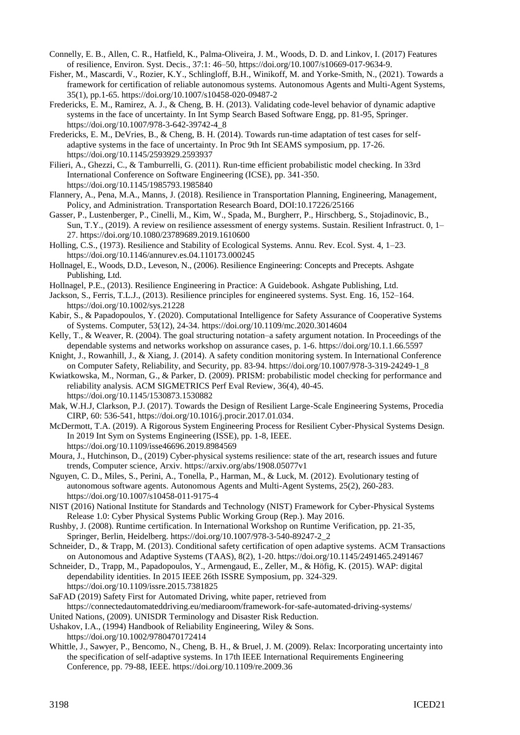Connelly, E. B., Allen, C. R., Hatfield, K., Palma-Oliveira, J. M., Woods, D. D. and Linkov, I. (2017) Features of resilience, Environ. Syst. Decis., 37:1: 46–50, https://doi.org/10.1007/s10669-017-9634-9.

Fisher, M., Mascardi, V., Rozier, K.Y., Schlingloff, B.H., Winikoff, M. and Yorke-Smith, N., (2021). Towards a framework for certification of reliable autonomous systems. Autonomous Agents and Multi-Agent Systems, 35(1), pp.1-65. https://doi.org/10.1007/s10458-020-09487-2

Fredericks, E. M., Ramirez, A. J., & Cheng, B. H. (2013). Validating code-level behavior of dynamic adaptive systems in the face of uncertainty. In Int Symp Search Based Software Engg, pp. 81-95, Springer. https://doi.org/10.1007/978-3-642-39742-4_8

Fredericks, E. M., DeVries, B., & Cheng, B. H. (2014). Towards run-time adaptation of test cases for self-adaptive systems in the face of uncertainty. In Proc 9th Int SEAMS symposium, pp. 17-26. https://doi.org/10.1145/2593929.2593937

Filieri, A., Ghezzi, C., & Tamburrelli, G. (2011). Run-time efficient probabilistic model checking. In 33rd International Conference on Software Engineering (ICSE), pp. 341-350. https://doi.org/10.1145/1985793.1985840

Flannery, A., Pena, M.A., Manns, J. (2018). Resilience in Transportation Planning, Engineering, Management, Policy, and Administration. Transportation Research Board, DOI:10.17226/25166

Gasser, P., Lustenberger, P., Cinelli, M., Kim, W., Spada, M., Burgherr, P., Hirschberg, S., Stojadinovic, B., Sun, T.Y., (2019). A review on resilience assessment of energy systems. Sustain. Resilient Infrastruct. 0, 1–27. https://doi.org/10.1080/23789689.2019.1610600

Holling, C.S., (1973). Resilience and Stability of Ecological Systems. Annu. Rev. Ecol. Syst. 4, 1–23. https://doi.org/10.1146/annurev.es.04.110173.000245

Hollnagel, E., Woods, D.D., Leveson, N., (2006). Resilience Engineering: Concepts and Precepts. Ashgate Publishing, Ltd.

Hollnagel, P.E., (2013). Resilience Engineering in Practice: A Guidebook. Ashgate Publishing, Ltd.

Jackson, S., Ferris, T.L.J., (2013). Resilience principles for engineered systems. Syst. Eng. 16, 152–164. https://doi.org/10.1002/sys.21228

Kabir, S., & Papadopoulos, Y. (2020). Computational Intelligence for Safety Assurance of Cooperative Systems of Systems. Computer, 53(12), 24-34. https://doi.org/10.1109/mc.2020.3014604

Kelly, T., & Weaver, R. (2004). The goal structuring notation–a safety argument notation. In Proceedings of the dependable systems and networks workshop on assurance cases, p. 1-6. https://doi.org/10.1.1.66.5597

Knight, J., Rowanhill, J., & Xiang, J. (2014). A safety condition monitoring system. In International Conference on Computer Safety, Reliability, and Security, pp. 83-94. https://doi.org/10.1007/978-3-319-24249-1_8

Kwiatkowska, M., Norman, G., & Parker, D. (2009). PRISM: probabilistic model checking for performance and reliability analysis. ACM SIGMETRICS Perf Eval Review, 36(4), 40-45. https://doi.org/10.1145/1530873.1530882

Mak, W.H.J, Clarkson, P.J. (2017). Towards the Design of Resilient Large-Scale Engineering Systems, Procedia CIRP, 60: 536-541, https://doi.org/10.1016/j.procir.2017.01.034.

McDermott, T.A. (2019). A Rigorous System Engineering Process for Resilient Cyber-Physical Systems Design. In 2019 Int Sym on Systems Engineering (ISSE), pp. 1-8, IEEE. https://doi.org/10.1109/isse46696.2019.8984569

Moura, J., Hutchinson, D., (2019) Cyber-physical systems resilience: state of the art, research issues and future trends, Computer science, Arxiv. https://arxiv.org/abs/1908.05077v1

Nguyen, C. D., Miles, S., Perini, A., Tonella, P., Harman, M., & Luck, M. (2012). Evolutionary testing of autonomous software agents. Autonomous Agents and Multi-Agent Systems, 25(2), 260-283. https://doi.org/10.1007/s10458-011-9175-4

NIST (2016) National Institute for Standards and Technology (NIST) Framework for Cyber-Physical Systems Release 1.0: Cyber Physical Systems Public Working Group (Rep.). May 2016.

Rushby, J. (2008). Runtime certification. In International Workshop on Runtime Verification, pp. 21-35, Springer, Berlin, Heidelberg. https://doi.org/10.1007/978-3-540-89247-2_2

Schneider, D., & Trapp, M. (2013). Conditional safety certification of open adaptive systems. ACM Transactions on Autonomous and Adaptive Systems (TAAS), 8(2), 1-20. https://doi.org/10.1145/2491465.2491467

Schneider, D., Trapp, M., Papadopoulos, Y., Armengaud, E., Zeller, M., & Höfig, K. (2015). WAP: digital dependability identities. In 2015 IEEE 26th ISSRE Symposium, pp. 324-329. https://doi.org/10.1109/issre.2015.7381825

SaFAD (2019) Safety First for Automated Driving, white paper, retrieved from https://connectedautomateddriving.eu/mediaroom/framework-for-safe-automated-driving-systems/

United Nations, (2009). UNISDR Terminology and Disaster Risk Reduction.

Ushakov, I.A., (1994) Handbook of Reliability Engineering, Wiley & Sons. https://doi.org/10.1002/9780470172414

Whittle, J., Sawyer, P., Bencomo, N., Cheng, B. H., & Bruel, J. M. (2009). Relax: Incorporating uncertainty into the specification of self-adaptive systems. In 17th IEEE International Requirements Engineering Conference, pp. 79-88, IEEE. https://doi.org/10.1109/re.2009.36